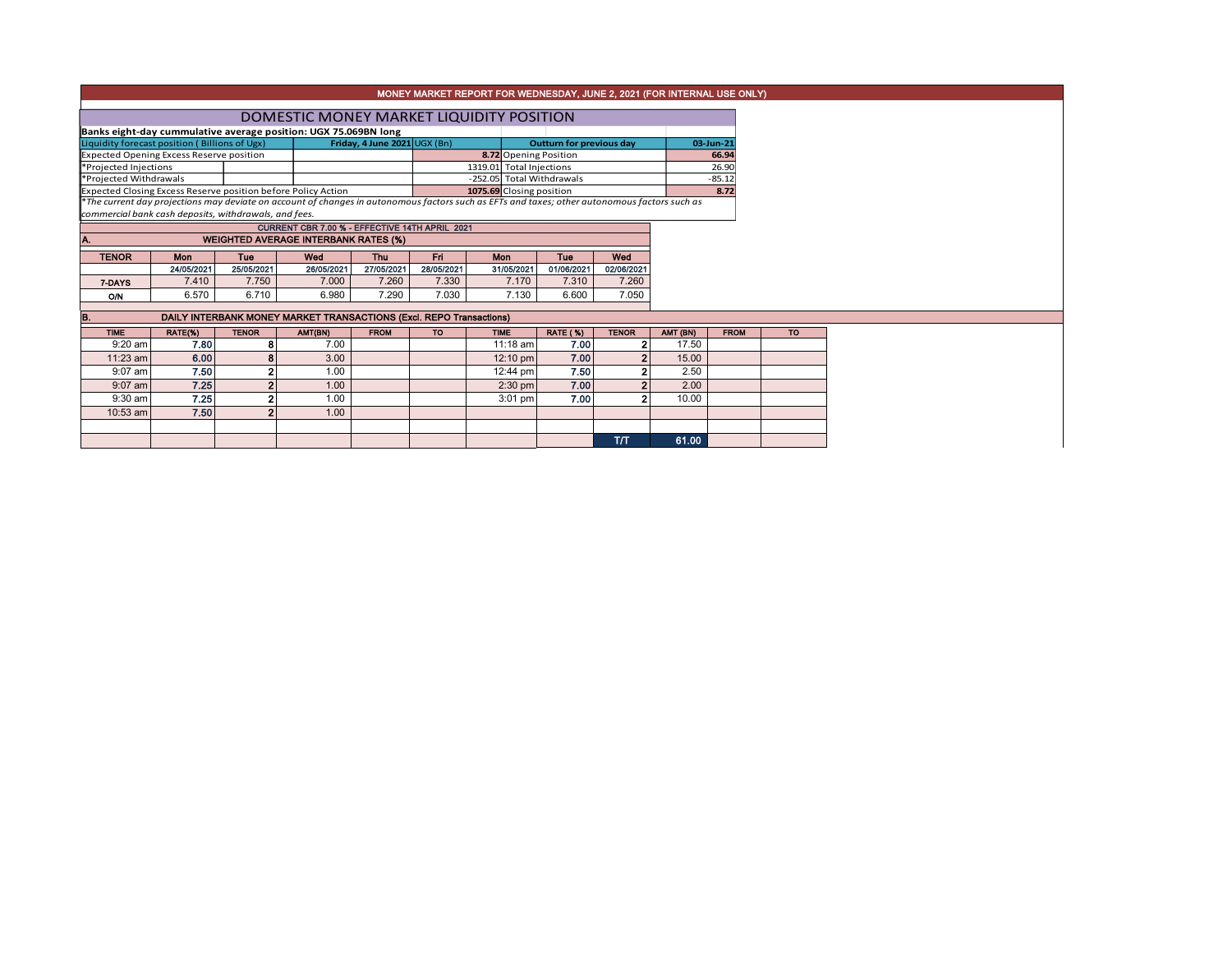# MONEY MARKET REPORT FOR WEDNESDAY, JUNE 2, 2021 (FOR INTERNAL USE ONLY)

## DOMESTIC MONEY MARKET LIQUIDITY POSITION

**Banks eight-day cummulative average position: UGX 75.069BN long**

| Liquidity forecast position ( Billions of Ugx) | Friday, 4 June 2021 UGX (Bn) | Outturn for previous day | 03-Jun-21 |
|---|---|---|---|
| Expected Opening Excess Reserve position | **8.72** | Opening Position | **66.94** |
| *Projected Injections | 1319.01 | Total Injections | 26.90 |
| *Projected Withdrawals | -252.05 | Total Withdrawals | -85.12 |
| Expected Closing Excess Reserve position before Policy Action | **1075.69** | Closing position | **8.72** |

*The current day projections may deviate on account of changes in autonomous factors such as EFTs and taxes; other autonomous factors such as commercial bank cash deposits, withdrawals, and fees.*

**CURRENT CBR 7.00 % - EFFECTIVE 14TH APRIL 2021**

### A. WEIGHTED AVERAGE INTERBANK RATES (%)

| TENOR | Mon | Tue | Wed | Thu | Fri | Mon | Tue | Wed |
|---|---|---|---|---|---|---|---|---|
| | 24/05/2021 | 25/05/2021 | 26/05/2021 | 27/05/2021 | 28/05/2021 | 31/05/2021 | 01/06/2021 | 02/06/2021 |
| 7-DAYS | 7.410 | 7.750 | 7.000 | 7.260 | 7.330 | 7.170 | 7.310 | 7.260 |
| O/N | 6.570 | 6.710 | 6.980 | 7.290 | 7.030 | 7.130 | 6.600 | 7.050 |

### B. DAILY INTERBANK MONEY MARKET TRANSACTIONS (Excl. REPO Transactions)

| TIME | RATE(%) | TENOR | AMT(BN) | FROM | TO | TIME | RATE ( %) | TENOR | AMT (BN) | FROM | TO |
|---|---|---|---|---|---|---|---|---|---|---|---|
| 9:20 am | **7.80** | **8** | 7.00 | | | 11:18 am | **7.00** | **2** | 17.50 | | |
| 11:23 am | **6.00** | **8** | 3.00 | | | 12:10 pm | **7.00** | **2** | 15.00 | | |
| 9:07 am | **7.50** | **2** | 1.00 | | | 12:44 pm | **7.50** | **2** | 2.50 | | |
| 9:07 am | **7.25** | **2** | 1.00 | | | 2:30 pm | **7.00** | **2** | 2.00 | | |
| 9:30 am | **7.25** | **2** | 1.00 | | | 3:01 pm | **7.00** | **2** | 10.00 | | |
| 10:53 am | **7.50** | **2** | 1.00 | | | | | | | | |
| | | | | | | | | | | | |
| | | | | | | | | **T/T** | **61.00** | | |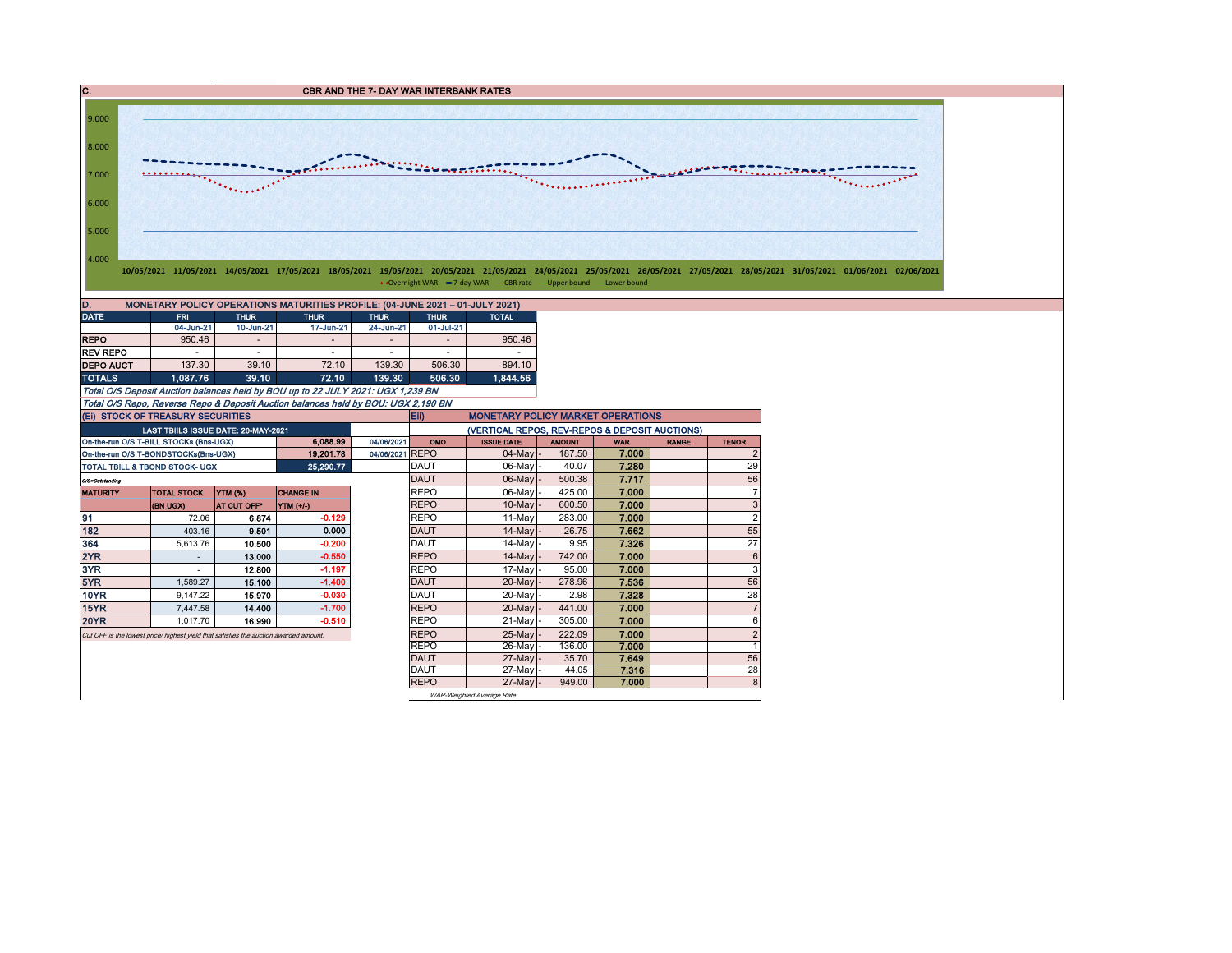## C. CBR AND THE 7- DAY WAR INTERBANK RATES

9.000
8.000
7.000
6.000
5.000
4.000

10/05/2021 11/05/2021 14/05/2021 17/05/2021 18/05/2021 19/05/2021 20/05/2021 21/05/2021 24/05/2021 25/05/2021 26/05/2021 27/05/2021 28/05/2021 31/05/2021 01/06/2021 02/06/2021

Overnight WAR — 7-day WAR — CBR rate — Upper bound — Lower bound

## D. MONETARY POLICY OPERATIONS MATURITIES PROFILE: (04-JUNE 2021 – 01-JULY 2021)

| DATE | FRI | THUR | THUR | THUR | THUR | TOTAL |
|---|---|---|---|---|---|---|
| | 04-Jun-21 | 10-Jun-21 | 17-Jun-21 | 24-Jun-21 | 01-Jul-21 | |
| REPO | 950.46 | - | - | - | - | 950.46 |
| REV REPO | - | - | - | - | - | - |
| DEPO AUCT | 137.30 | 39.10 | 72.10 | 139.30 | 506.30 | 894.10 |
| TOTALS | 1,087.76 | 39.10 | 72.10 | 139.30 | 506.30 | 1,844.56 |

*Total O/S Deposit Auction balances held by BOU up to 22 JULY 2021: UGX 1,239 BN*

*Total O/S Repo, Reverse Repo & Deposit Auction balances held by BOU: UGX 2,190 BN*

## (EI) STOCK OF TREASURY SECURITIES

| LAST TBIILS ISSUE DATE: 20-MAY-2021 | | |
|---|---|---|
| On-the-run O/S T-BILL STOCKs (Bns-UGX) | 6,088.99 | 04/06/2021 |
| On-the-run O/S T-BONDSTOCKs(Bns-UGX) | 19,201.78 | 04/06/2021 |
| TOTAL TBILL & TBOND STOCK- UGX | 25,290.77 | |

O/S=Outstanding

| MATURITY | TOTAL STOCK (BN UGX) | YTM (%) AT CUT OFF* | CHANGE IN YTM (+/-) |
|---|---|---|---|
| 91 | 72.06 | 6.874 | -0.129 |
| 182 | 403.16 | 9.501 | 0.000 |
| 364 | 5,613.76 | 10.500 | -0.200 |
| 2YR | - | 13.000 | -0.550 |
| 3YR | - | 12.800 | -1.197 |
| 5YR | 1,589.27 | 15.100 | -1.400 |
| 10YR | 9,147.22 | 15.970 | -0.030 |
| 15YR | 7,447.58 | 14.400 | -1.700 |
| 20YR | 1,017.70 | 16.990 | -0.510 |

*Cut OFF is the lowest price/ highest yield that satisfies the auction awarded amount.*

## EII) MONETARY POLICY MARKET OPERATIONS

(VERTICAL REPOS, REV-REPOS & DEPOSIT AUCTIONS)

| OMO | ISSUE DATE | AMOUNT | WAR | RANGE | TENOR |
|---|---|---|---|---|---|
| REPO | 04-May | 187.50 | 7.000 | | 2 |
| DAUT | 06-May | 40.07 | 7.280 | | 29 |
| DAUT | 06-May | 500.38 | 7.717 | | 56 |
| REPO | 06-May | 425.00 | 7.000 | | 7 |
| REPO | 10-May | 600.50 | 7.000 | | 3 |
| REPO | 11-May | 283.00 | 7.000 | | 2 |
| DAUT | 14-May | 26.75 | 7.662 | | 55 |
| DAUT | 14-May | 9.95 | 7.326 | | 27 |
| REPO | 14-May | 742.00 | 7.000 | | 6 |
| REPO | 17-May | 95.00 | 7.000 | | 3 |
| DAUT | 20-May | 278.96 | 7.536 | | 56 |
| DAUT | 20-May | 2.98 | 7.328 | | 28 |
| REPO | 20-May | 441.00 | 7.000 | | 7 |
| REPO | 21-May | 305.00 | 7.000 | | 6 |
| REPO | 25-May | 222.09 | 7.000 | | 2 |
| REPO | 26-May | 136.00 | 7.000 | | 1 |
| DAUT | 27-May | 35.70 | 7.649 | | 56 |
| DAUT | 27-May | 44.05 | 7.316 | | 28 |
| REPO | 27-May | 949.00 | 7.000 | | 8 |

*WAR-Weighted Average Rate*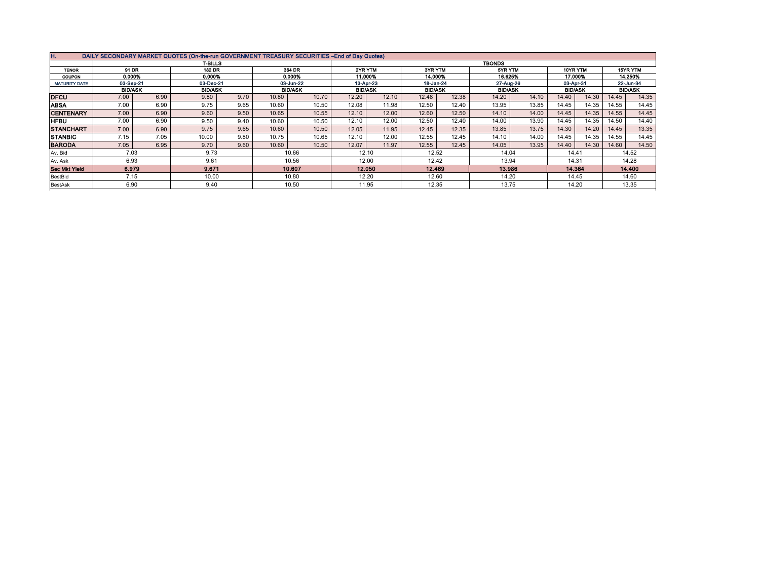| H. | DAILY SECONDARY MARKET QUOTES (On-the-run GOVERNMENT TREASURY SECURITIES –End of Day Quotes) | | | | | | | | | | | | | | | |
|---|---|---|---|---|---|---|---|---|---|---|---|---|---|---|---|---|
| | T-BILLS | | | | | | TBONDS | | | | | | | | | |
| TENOR | 91 DR | | 182 DR | | 364 DR | | 2YR YTM | | 3YR YTM | | 5YR YTM | | 10YR YTM | | 15YR YTM | |
| COUPON | 0.000% | | 0.000% | | 0.000% | | 11.000% | | 14.000% | | 16.625% | | 17.000% | | 14.250% | |
| MATURITY DATE | 03-Sep-21 | | 03-Dec-21 | | 03-Jun-22 | | 13-Apr-23 | | 18-Jan-24 | | 27-Aug-26 | | 03-Apr-31 | | 22-Jun-34 | |
| | BID/ASK | | BID/ASK | | BID/ASK | | BID/ASK | | BID/ASK | | BID/ASK | | BID/ASK | | BID/ASK | |
| DFCU | 7.00 | 6.90 | 9.80 | 9.70 | 10.80 | 10.70 | 12.20 | 12.10 | 12.48 | 12.38 | 14.20 | 14.10 | 14.40 | 14.30 | 14.45 | 14.35 |
| ABSA | 7.00 | 6.90 | 9.75 | 9.65 | 10.60 | 10.50 | 12.08 | 11.98 | 12.50 | 12.40 | 13.95 | 13.85 | 14.45 | 14.35 | 14.55 | 14.45 |
| CENTENARY | 7.00 | 6.90 | 9.60 | 9.50 | 10.65 | 10.55 | 12.10 | 12.00 | 12.60 | 12.50 | 14.10 | 14.00 | 14.45 | 14.35 | 14.55 | 14.45 |
| HFBU | 7.00 | 6.90 | 9.50 | 9.40 | 10.60 | 10.50 | 12.10 | 12.00 | 12.50 | 12.40 | 14.00 | 13.90 | 14.45 | 14.35 | 14.50 | 14.40 |
| STANCHART | 7.00 | 6.90 | 9.75 | 9.65 | 10.60 | 10.50 | 12.05 | 11.95 | 12.45 | 12.35 | 13.85 | 13.75 | 14.30 | 14.20 | 14.45 | 13.35 |
| STANBIC | 7.15 | 7.05 | 10.00 | 9.80 | 10.75 | 10.65 | 12.10 | 12.00 | 12.55 | 12.45 | 14.10 | 14.00 | 14.45 | 14.35 | 14.55 | 14.45 |
| BARODA | 7.05 | 6.95 | 9.70 | 9.60 | 10.60 | 10.50 | 12.07 | 11.97 | 12.55 | 12.45 | 14.05 | 13.95 | 14.40 | 14.30 | 14.60 | 14.50 |
| Av. Bid | 7.03 | | 9.73 | | 10.66 | | 12.10 | | 12.52 | | 14.04 | | 14.41 | | 14.52 | |
| Av. Ask | 6.93 | | 9.61 | | 10.56 | | 12.00 | | 12.42 | | 13.94 | | 14.31 | | 14.28 | |
| Sec Mkt Yield | 6.979 | | 9.671 | | 10.607 | | 12.050 | | 12.469 | | 13.986 | | 14.364 | | 14.400 | |
| BestBid | 7.15 | | 10.00 | | 10.80 | | 12.20 | | 12.60 | | 14.20 | | 14.45 | | 14.60 | |
| BestAsk | 6.90 | | 9.40 | | 10.50 | | 11.95 | | 12.35 | | 13.75 | | 14.20 | | 13.35 | |